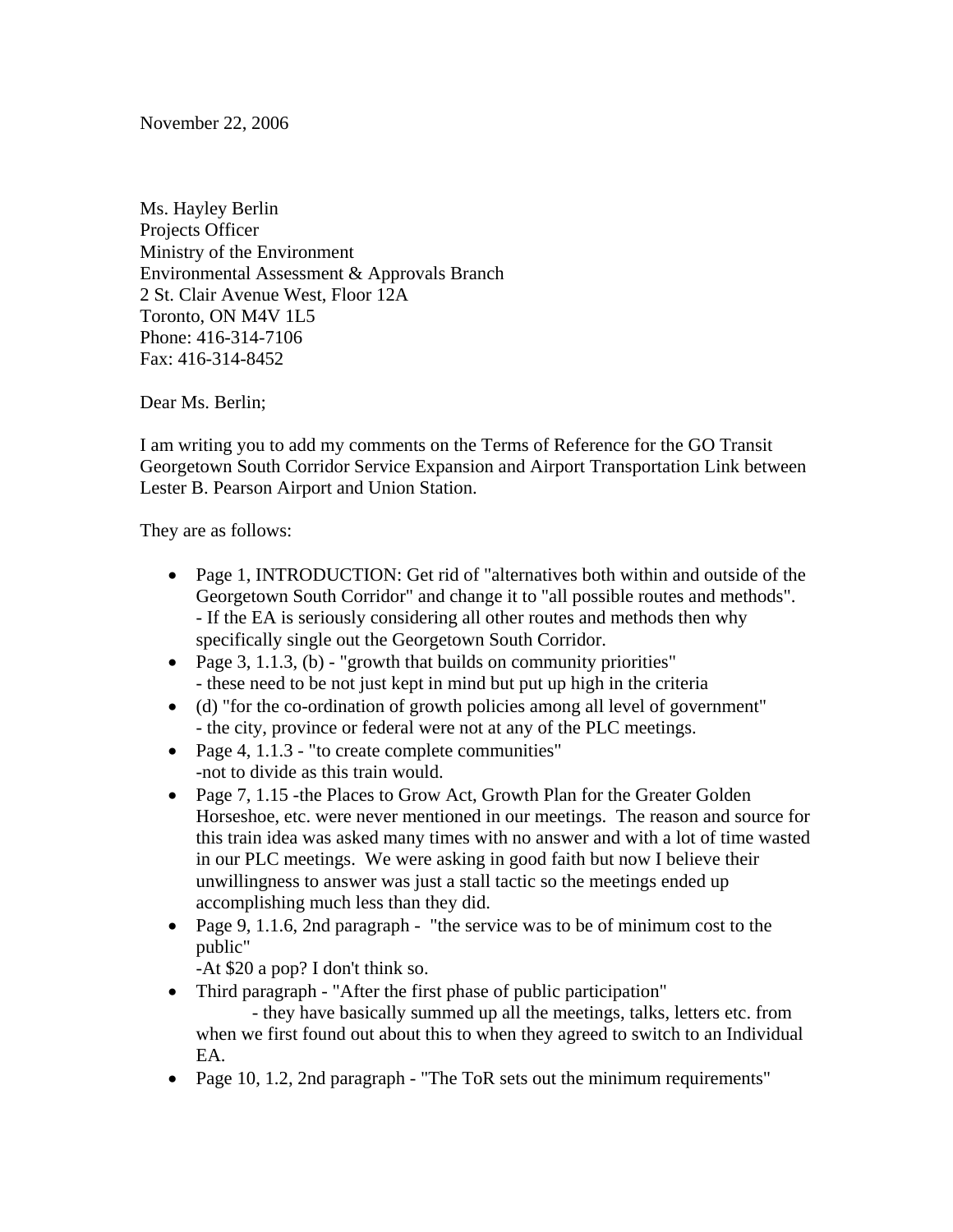November 22, 2006

Ms. Hayley Berlin
Projects Officer
Ministry of the Environment
Environmental Assessment & Approvals Branch
2 St. Clair Avenue West, Floor 12A
Toronto, ON M4V 1L5
Phone: 416-314-7106
Fax: 416-314-8452

Dear Ms. Berlin;

I am writing you to add my comments on the Terms of Reference for the GO Transit Georgetown South Corridor Service Expansion and Airport Transportation Link between Lester B. Pearson Airport and Union Station.

They are as follows:

- Page 1, INTRODUCTION: Get rid of "alternatives both within and outside of the Georgetown South Corridor" and change it to "all possible routes and methods".
  - If the EA is seriously considering all other routes and methods then why specifically single out the Georgetown South Corridor.
- Page 3, 1.1.3, (b) - "growth that builds on community priorities"
  - these need to be not just kept in mind but put up high in the criteria
- (d) "for the co-ordination of growth policies among all level of government"
  - the city, province or federal were not at any of the PLC meetings.
- Page 4, 1.1.3 - "to create complete communities"
  -not to divide as this train would.
- Page 7, 1.15 -the Places to Grow Act, Growth Plan for the Greater Golden Horseshoe, etc. were never mentioned in our meetings. The reason and source for this train idea was asked many times with no answer and with a lot of time wasted in our PLC meetings. We were asking in good faith but now I believe their unwillingness to answer was just a stall tactic so the meetings ended up accomplishing much less than they did.
- Page 9, 1.1.6, 2nd paragraph - "the service was to be of minimum cost to the public"
  -At $20 a pop? I don't think so.
- Third paragraph - "After the first phase of public participation"
  - they have basically summed up all the meetings, talks, letters etc. from when we first found out about this to when they agreed to switch to an Individual EA.
- Page 10, 1.2, 2nd paragraph - "The ToR sets out the minimum requirements"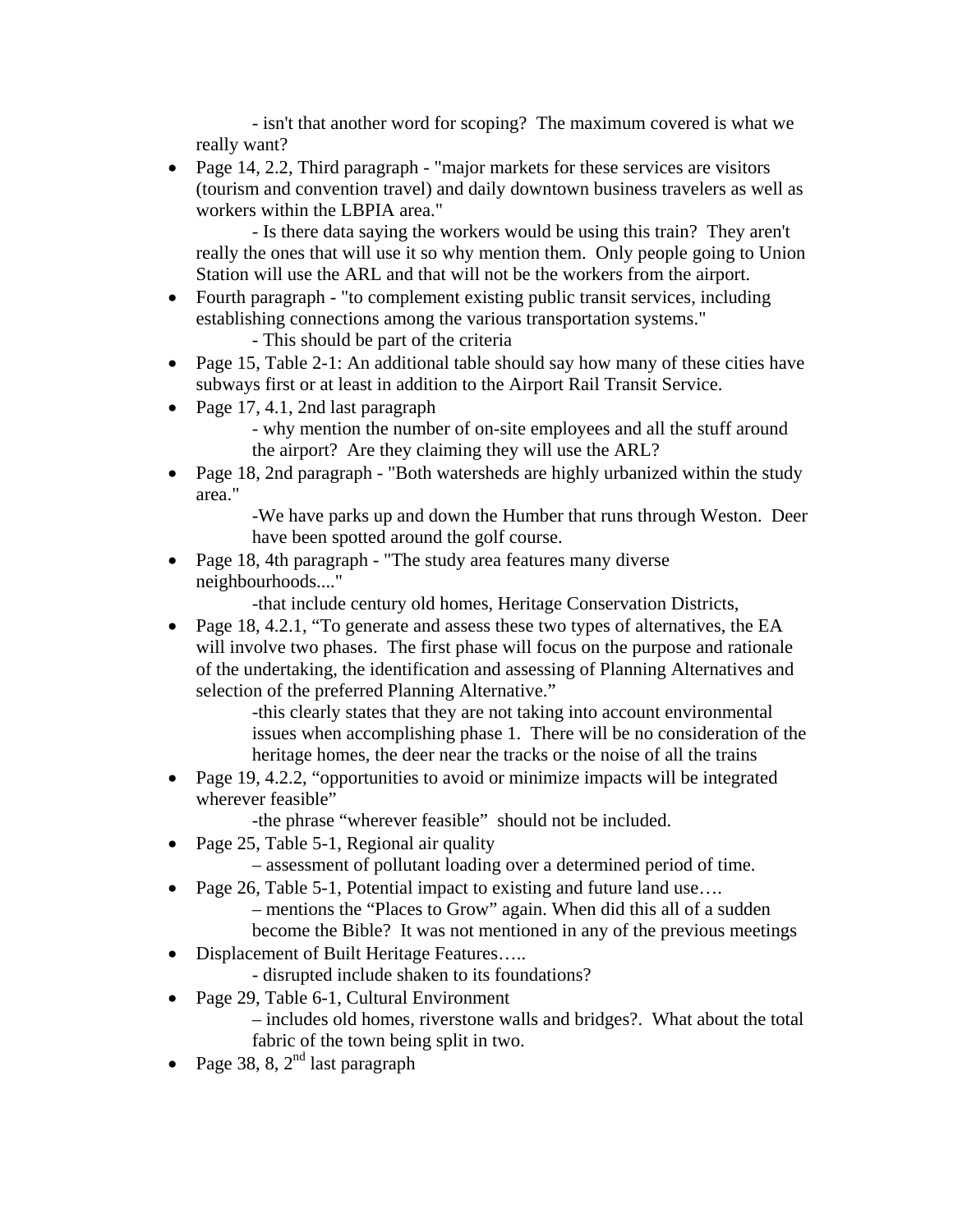- isn't that another word for scoping? The maximum covered is what we really want?

- Page 14, 2.2, Third paragraph - "major markets for these services are visitors (tourism and convention travel) and daily downtown business travelers as well as workers within the LBPIA area."

  - Is there data saying the workers would be using this train? They aren't really the ones that will use it so why mention them. Only people going to Union Station will use the ARL and that will not be the workers from the airport.

- Fourth paragraph - "to complement existing public transit services, including establishing connections among the various transportation systems."

  - This should be part of the criteria

- Page 15, Table 2-1: An additional table should say how many of these cities have subways first or at least in addition to the Airport Rail Transit Service.

- Page 17, 4.1, 2nd last paragraph

  - why mention the number of on-site employees and all the stuff around the airport? Are they claiming they will use the ARL?

- Page 18, 2nd paragraph - "Both watersheds are highly urbanized within the study area."

  -We have parks up and down the Humber that runs through Weston. Deer have been spotted around the golf course.

- Page 18, 4th paragraph - "The study area features many diverse neighbourhoods...."

  -that include century old homes, Heritage Conservation Districts,

- Page 18, 4.2.1, "To generate and assess these two types of alternatives, the EA will involve two phases. The first phase will focus on the purpose and rationale of the undertaking, the identification and assessing of Planning Alternatives and selection of the preferred Planning Alternative."

  -this clearly states that they are not taking into account environmental issues when accomplishing phase 1. There will be no consideration of the heritage homes, the deer near the tracks or the noise of all the trains

- Page 19, 4.2.2, "opportunities to avoid or minimize impacts will be integrated wherever feasible"

  -the phrase "wherever feasible" should not be included.

- Page 25, Table 5-1, Regional air quality

  – assessment of pollutant loading over a determined period of time.

- Page 26, Table 5-1, Potential impact to existing and future land use….

  – mentions the "Places to Grow" again. When did this all of a sudden become the Bible? It was not mentioned in any of the previous meetings

- Displacement of Built Heritage Features…..

  - disrupted include shaken to its foundations?

- Page 29, Table 6-1, Cultural Environment

  – includes old homes, riverstone walls and bridges?. What about the total fabric of the town being split in two.

- Page 38, 8, 2nd last paragraph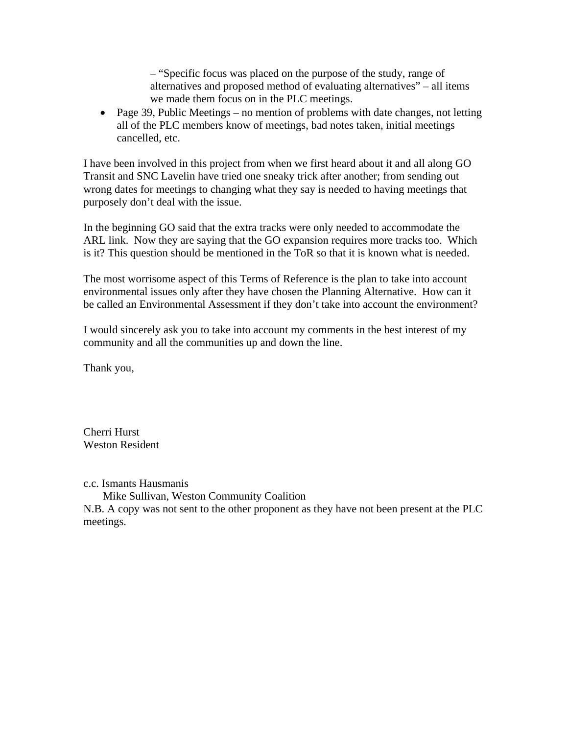– "Specific focus was placed on the purpose of the study, range of alternatives and proposed method of evaluating alternatives" – all items we made them focus on in the PLC meetings.

- Page 39, Public Meetings – no mention of problems with date changes, not letting all of the PLC members know of meetings, bad notes taken, initial meetings cancelled, etc.

I have been involved in this project from when we first heard about it and all along GO Transit and SNC Lavelin have tried one sneaky trick after another; from sending out wrong dates for meetings to changing what they say is needed to having meetings that purposely don't deal with the issue.

In the beginning GO said that the extra tracks were only needed to accommodate the ARL link. Now they are saying that the GO expansion requires more tracks too. Which is it? This question should be mentioned in the ToR so that it is known what is needed.

The most worrisome aspect of this Terms of Reference is the plan to take into account environmental issues only after they have chosen the Planning Alternative. How can it be called an Environmental Assessment if they don't take into account the environment?

I would sincerely ask you to take into account my comments in the best interest of my community and all the communities up and down the line.

Thank you,

Cherri Hurst
Weston Resident

c.c. Ismants Hausmanis
Mike Sullivan, Weston Community Coalition

N.B. A copy was not sent to the other proponent as they have not been present at the PLC meetings.